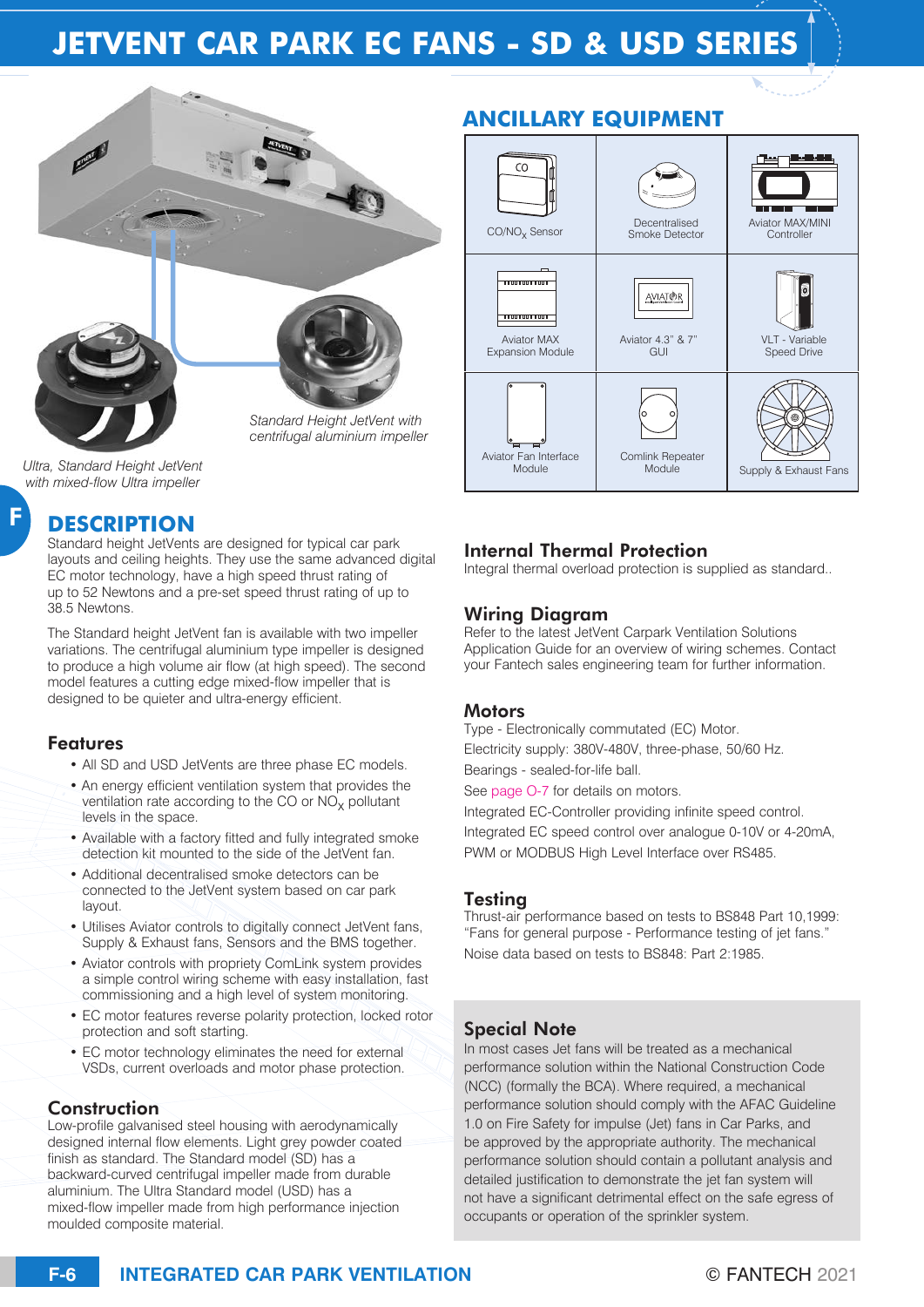# JETVENT CAR PARK EC FANS - SD & USD SERIES

Standard Height JetVent with centrifugal aluminium impeller

Ultra, Standard Height JetVent with mixed-flow Ultra impeller

## ANCILLARY EQUIPMENT

| | | |
|---|---|---|
| $CO/NO_X$ Sensor | Decentralised Smoke Detector | Aviator MAX/MINI Controller |
| Aviator MAX Expansion Module | Aviator 4.3" & 7" GUI | VLT - Variable Speed Drive |
| Aviator Fan Interface Module | Comlink Repeater Module | Supply & Exhaust Fans |

## DESCRIPTION

Standard height JetVents are designed for typical car park layouts and ceiling heights. They use the same advanced digital EC motor technology, have a high speed thrust rating of up to 52 Newtons and a pre-set speed thrust rating of up to 38.5 Newtons.

The Standard height JetVent fan is available with two impeller variations. The centrifugal aluminium type impeller is designed to produce a high volume air flow (at high speed). The second model features a cutting edge mixed-flow impeller that is designed to be quieter and ultra-energy efficient.

### Features

- All SD and USD JetVents are three phase EC models.
- An energy efficient ventilation system that provides the ventilation rate according to the CO or $NO_X$ pollutant levels in the space.
- Available with a factory fitted and fully integrated smoke detection kit mounted to the side of the JetVent fan.
- Additional decentralised smoke detectors can be connected to the JetVent system based on car park layout.
- Utilises Aviator controls to digitally connect JetVent fans, Supply & Exhaust fans, Sensors and the BMS together.
- Aviator controls with propriety ComLink system provides a simple control wiring scheme with easy installation, fast commissioning and a high level of system monitoring.
- EC motor features reverse polarity protection, locked rotor protection and soft starting.
- EC motor technology eliminates the need for external VSDs, current overloads and motor phase protection.

### Construction

Low-profile galvanised steel housing with aerodynamically designed internal flow elements. Light grey powder coated finish as standard. The Standard model (SD) has a backward-curved centrifugal impeller made from durable aluminium. The Ultra Standard model (USD) has a mixed-flow impeller made from high performance injection moulded composite material.

### Internal Thermal Protection

Integral thermal overload protection is supplied as standard..

### Wiring Diagram

Refer to the latest JetVent Carpark Ventilation Solutions Application Guide for an overview of wiring schemes. Contact your Fantech sales engineering team for further information.

### Motors

Type - Electronically commutated (EC) Motor.

Electricity supply: 380V-480V, three-phase, 50/60 Hz.

Bearings - sealed-for-life ball.

See page O-7 for details on motors.

Integrated EC-Controller providing infinite speed control.

Integrated EC speed control over analogue 0-10V or 4-20mA, PWM or MODBUS High Level Interface over RS485.

### Testing

Thrust-air performance based on tests to BS848 Part 10,1999: "Fans for general purpose - Performance testing of jet fans."

Noise data based on tests to BS848: Part 2:1985.

### Special Note

In most cases Jet fans will be treated as a mechanical performance solution within the National Construction Code (NCC) (formally the BCA). Where required, a mechanical performance solution should comply with the AFAC Guideline 1.0 on Fire Safety for impulse (Jet) fans in Car Parks, and be approved by the appropriate authority. The mechanical performance solution should contain a pollutant analysis and detailed justification to demonstrate the jet fan system will not have a significant detrimental effect on the safe egress of occupants or operation of the sprinkler system.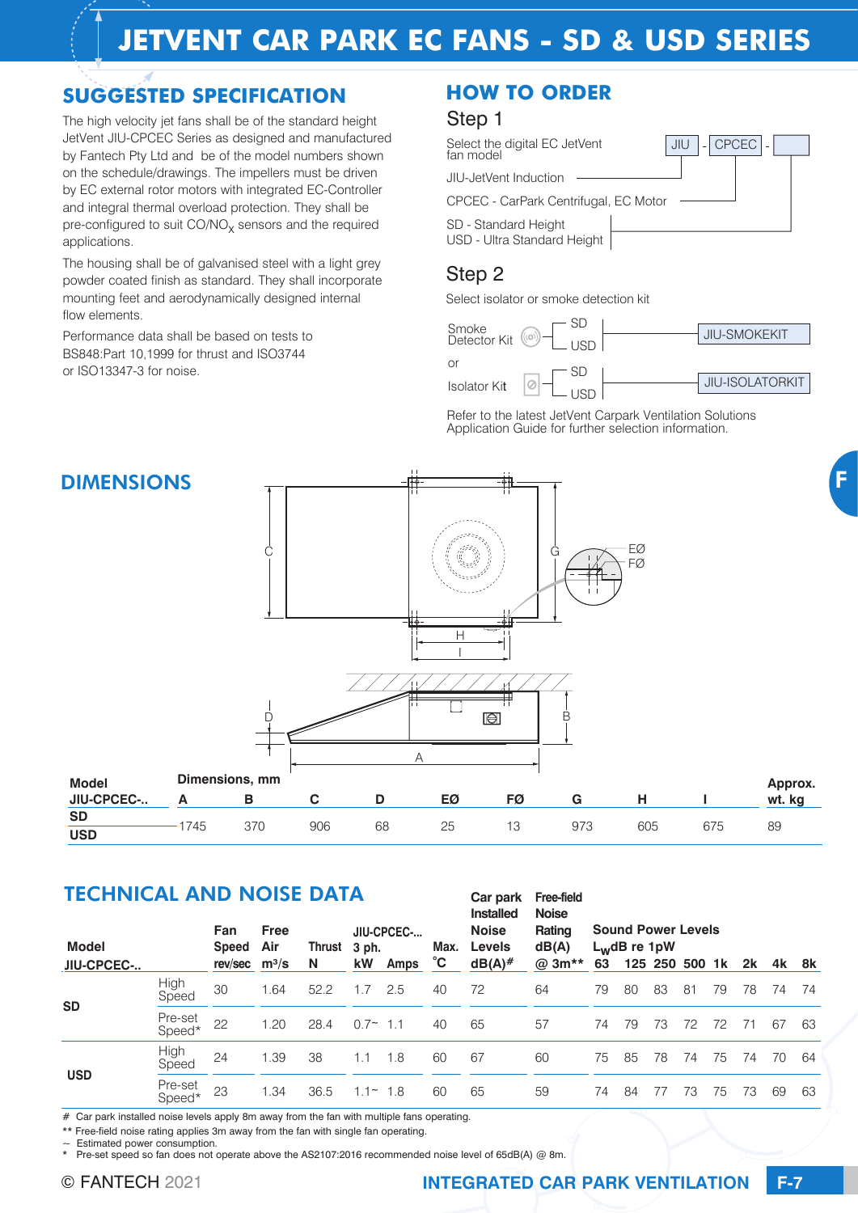# JETVENT CAR PARK EC FANS - SD & USD SERIES

## SUGGESTED SPECIFICATION

The high velocity jet fans shall be of the standard height JetVent JIU-CPCEC Series as designed and manufactured by Fantech Pty Ltd and be of the model numbers shown on the schedule/drawings. The impellers must be driven by EC external rotor motors with integrated EC-Controller and integral thermal overload protection. They shall be pre-configured to suit CO/$NO_X$ sensors and the required applications.

The housing shall be of galvanised steel with a light grey powder coated finish as standard. They shall incorporate mounting feet and aerodynamically designed internal flow elements.

Performance data shall be based on tests to BS848:Part 10,1999 for thrust and ISO3744 or ISO13347-3 for noise.

## HOW TO ORDER

### Step 1

Select the digital EC JetVent fan model

JIU - CPCEC - [ ]

JIU-JetVent Induction

CPCEC - CarPark Centrifugal, EC Motor

SD - Standard Height
USD - Ultra Standard Height

### Step 2

Select isolator or smoke detection kit

Smoke Detector Kit — SD / USD — JIU-SMOKEKIT

or

Isolator Kit — SD / USD — JIU-ISOLATORKIT

Refer to the latest JetVent Carpark Ventilation Solutions Application Guide for further selection information.

## DIMENSIONS

C
G
EØ
FØ
H
I
D
B
A

| Model JIU-CPCEC-.. | A | B | C | D | EØ | FØ | G | H | I | Approx. wt. kg |
|---|---|---|---|---|---|---|---|---|---|---|
| SD<br>USD | 1745 | 370 | 906 | 68 | 25 | 13 | 973 | 605 | 675 | 89 |

## TECHNICAL AND NOISE DATA

| Model JIU-CPCEC-.. | | Fan Speed rev/sec | Free Air m³/s | Thrust N | JIU-CPCEC-... 3 ph. kW | Amps | Max. °C | Car park Installed Noise Levels dB(A)# | Free-field Noise Rating dB(A) @ 3m** | Sound Power Levels $L_W$dB re 1pW 63 | 125 | 250 | 500 | 1k | 2k | 4k | 8k |
|---|---|---|---|---|---|---|---|---|---|---|---|---|---|---|---|---|---|
| SD | High Speed | 30 | 1.64 | 52.2 | 1.7 | 2.5 | 40 | 72 | 64 | 79 | 80 | 83 | 81 | 79 | 78 | 74 | 74 |
| | Pre-set Speed* | 22 | 1.20 | 28.4 | 0.7~ | 1.1 | 40 | 65 | 57 | 74 | 79 | 73 | 72 | 72 | 71 | 67 | 63 |
| USD | High Speed | 24 | 1.39 | 38 | 1.1 | 1.8 | 60 | 67 | 60 | 75 | 85 | 78 | 74 | 75 | 74 | 70 | 64 |
| | Pre-set Speed* | 23 | 1.34 | 36.5 | 1.1~ | 1.8 | 60 | 65 | 59 | 74 | 84 | 77 | 73 | 75 | 73 | 69 | 63 |

\# Car park installed noise levels apply 8m away from the fan with multiple fans operating.
** Free-field noise rating applies 3m away from the fan with single fan operating.
~ Estimated power consumption.
\* Pre-set speed so fan does not operate above the AS2107:2016 recommended noise level of 65dB(A) @ 8m.

© FANTECH 2021

INTEGRATED CAR PARK VENTILATION